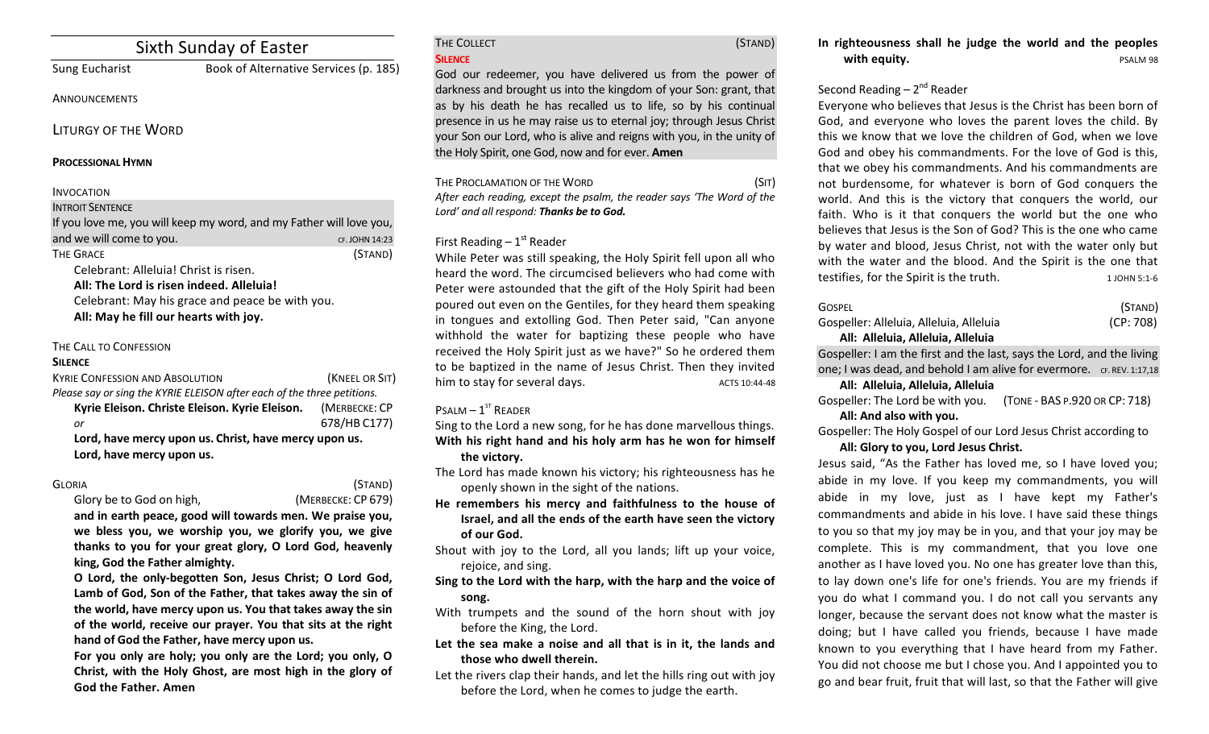# Sixth Sunday of Easter

Sung Eucharist — Book of Alternative Services (p. 185)

ANNOUNCEMENTS

## LITURGY OF THE WORD

**PROCESSIONAL HYMN**

INVOCATION

INTROIT SENTENCE

If you love me, you will keep my word, and my Father will love you, and we will come to you. CF. JOHN 14:23

THE GRACE (STAND)

Celebrant: Alleluia! Christ is risen.

**All: The Lord is risen indeed. Alleluia!**

Celebrant: May his grace and peace be with you.

**All: May he fill our hearts with joy.**

THE CALL TO CONFESSION

**SILENCE**

KYRIE CONFESSION AND ABSOLUTION (KNEEL OR SIT)

*Please say or sing the KYRIE ELEISON after each of the three petitions.*

**Kyrie Eleison. Christe Eleison. Kyrie Eleison.** (MERBECKE: CP 678/HB C177)

*or*

**Lord, have mercy upon us. Christ, have mercy upon us. Lord, have mercy upon us.**

GLORIA (STAND)

Glory be to God on high, (MERBECKE: CP 679)

**and in earth peace, good will towards men. We praise you, we bless you, we worship you, we glorify you, we give thanks to you for your great glory, O Lord God, heavenly king, God the Father almighty.**

**O Lord, the only-begotten Son, Jesus Christ; O Lord God, Lamb of God, Son of the Father, that takes away the sin of the world, have mercy upon us. You that takes away the sin of the world, receive our prayer. You that sits at the right hand of God the Father, have mercy upon us.**

**For you only are holy; you only are the Lord; you only, O Christ, with the Holy Ghost, are most high in the glory of God the Father. Amen**

THE COLLECT (STAND)

**SILENCE**

God our redeemer, you have delivered us from the power of darkness and brought us into the kingdom of your Son: grant, that as by his death he has recalled us to life, so by his continual presence in us he may raise us to eternal joy; through Jesus Christ your Son our Lord, who is alive and reigns with you, in the unity of the Holy Spirit, one God, now and for ever. **Amen**

THE PROCLAMATION OF THE WORD (SIT)

*After each reading, except the psalm, the reader says 'The Word of the Lord' and all respond:* ***Thanks be to God.***

First Reading – 1st Reader

While Peter was still speaking, the Holy Spirit fell upon all who heard the word. The circumcised believers who had come with Peter were astounded that the gift of the Holy Spirit had been poured out even on the Gentiles, for they heard them speaking in tongues and extolling God. Then Peter said, "Can anyone withhold the water for baptizing these people who have received the Holy Spirit just as we have?" So he ordered them to be baptized in the name of Jesus Christ. Then they invited him to stay for several days. ACTS 10:44-48

PSALM – 1st READER

Sing to the Lord a new song, for he has done marvellous things.

**With his right hand and his holy arm has he won for himself the victory.**

The Lord has made known his victory; his righteousness has he openly shown in the sight of the nations.

**He remembers his mercy and faithfulness to the house of Israel, and all the ends of the earth have seen the victory of our God.**

Shout with joy to the Lord, all you lands; lift up your voice, rejoice, and sing.

**Sing to the Lord with the harp, with the harp and the voice of song.**

With trumpets and the sound of the horn shout with joy before the King, the Lord.

**Let the sea make a noise and all that is in it, the lands and those who dwell therein.**

Let the rivers clap their hands, and let the hills ring out with joy before the Lord, when he comes to judge the earth.

**In righteousness shall he judge the world and the peoples with equity.** PSALM 98

Second Reading – 2nd Reader

Everyone who believes that Jesus is the Christ has been born of God, and everyone who loves the parent loves the child. By this we know that we love the children of God, when we love God and obey his commandments. For the love of God is this, that we obey his commandments. And his commandments are not burdensome, for whatever is born of God conquers the world. And this is the victory that conquers the world, our faith. Who is it that conquers the world but the one who believes that Jesus is the Son of God? This is the one who came by water and blood, Jesus Christ, not with the water only but with the water and the blood. And the Spirit is the one that testifies, for the Spirit is the truth. 1 JOHN 5:1-6

GOSPEL (STAND)

Gospeller: Alleluia, Alleluia, Alleluia (CP: 708)

**All: Alleluia, Alleluia, Alleluia**

Gospeller: I am the first and the last, says the Lord, and the living one; I was dead, and behold I am alive for evermore. CF. REV. 1:17,18

**All: Alleluia, Alleluia, Alleluia**

Gospeller: The Lord be with you. (TONE - BAS P.920 OR CP: 718)

**All: And also with you.**

Gospeller: The Holy Gospel of our Lord Jesus Christ according to

**All: Glory to you, Lord Jesus Christ.**

Jesus said, "As the Father has loved me, so I have loved you; abide in my love. If you keep my commandments, you will abide in my love, just as I have kept my Father's commandments and abide in his love. I have said these things to you so that my joy may be in you, and that your joy may be complete. This is my commandment, that you love one another as I have loved you. No one has greater love than this, to lay down one's life for one's friends. You are my friends if you do what I command you. I do not call you servants any longer, because the servant does not know what the master is doing; but I have called you friends, because I have made known to you everything that I have heard from my Father. You did not choose me but I chose you. And I appointed you to go and bear fruit, fruit that will last, so that the Father will give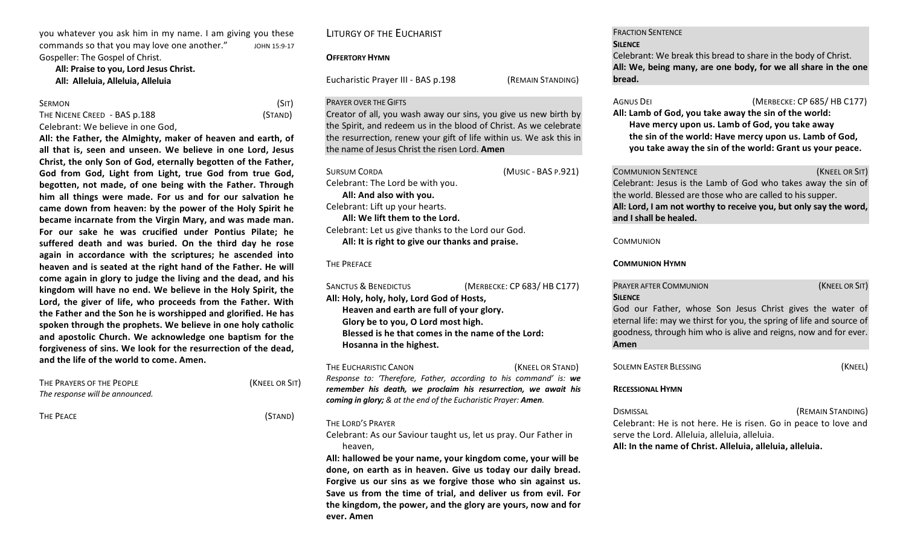you whatever you ask him in my name. I am giving you these commands so that you may love one another." JOHN 15:9-17

Gospeller: The Gospel of Christ.

**All: Praise to you, Lord Jesus Christ.**

**All: Alleluia, Alleluia, Alleluia**

SERMON (SIT)

THE NICENE CREED - BAS p.188 (STAND)

Celebrant: We believe in one God,

**All: the Father, the Almighty, maker of heaven and earth, of all that is, seen and unseen. We believe in one Lord, Jesus Christ, the only Son of God, eternally begotten of the Father, God from God, Light from Light, true God from true God, begotten, not made, of one being with the Father. Through him all things were made. For us and for our salvation he came down from heaven: by the power of the Holy Spirit he became incarnate from the Virgin Mary, and was made man. For our sake he was crucified under Pontius Pilate; he suffered death and was buried. On the third day he rose again in accordance with the scriptures; he ascended into heaven and is seated at the right hand of the Father. He will come again in glory to judge the living and the dead, and his kingdom will have no end. We believe in the Holy Spirit, the Lord, the giver of life, who proceeds from the Father. With the Father and the Son he is worshipped and glorified. He has spoken through the prophets. We believe in one holy catholic and apostolic Church. We acknowledge one baptism for the forgiveness of sins. We look for the resurrection of the dead, and the life of the world to come. Amen.**

THE PRAYERS OF THE PEOPLE (KNEEL OR SIT)

*The response will be announced.*

THE PEACE (STAND)

## LITURGY OF THE EUCHARIST

**OFFERTORY HYMN**

Eucharistic Prayer III - BAS p.198 (REMAIN STANDING)

PRAYER OVER THE GIFTS

Creator of all, you wash away our sins, you give us new birth by the Spirit, and redeem us in the blood of Christ. As we celebrate the resurrection, renew your gift of life within us. We ask this in the name of Jesus Christ the risen Lord. **Amen**

SURSUM CORDA (MUSIC - BAS P.921)

Celebrant: The Lord be with you.

**All: And also with you.**

Celebrant: Lift up your hearts.

**All: We lift them to the Lord.**

Celebrant: Let us give thanks to the Lord our God.

**All: It is right to give our thanks and praise.**

THE PREFACE

SANCTUS & BENEDICTUS (MERBECKE: CP 683/ HB C177)

**All: Holy, holy, holy, Lord God of Hosts,**
**Heaven and earth are full of your glory.**
**Glory be to you, O Lord most high.**
**Blessed is he that comes in the name of the Lord:**
**Hosanna in the highest.**

THE EUCHARISTIC CANON (KNEEL OR STAND)

*Response to: 'Therefore, Father, according to his command' is: **we remember his death, we proclaim his resurrection, we await his coming in glory;** & at the end of the Eucharistic Prayer: **Amen**.*

THE LORD'S PRAYER

Celebrant: As our Saviour taught us, let us pray. Our Father in heaven,

**All: hallowed be your name, your kingdom come, your will be done, on earth as in heaven. Give us today our daily bread. Forgive us our sins as we forgive those who sin against us. Save us from the time of trial, and deliver us from evil. For the kingdom, the power, and the glory are yours, now and for ever. Amen**

FRACTION SENTENCE

**SILENCE**

Celebrant: We break this bread to share in the body of Christ.

**All: We, being many, are one body, for we all share in the one bread.**

AGNUS DEI (MERBECKE: CP 685/ HB C177)

**All: Lamb of God, you take away the sin of the world:**
**Have mercy upon us. Lamb of God, you take away**
**the sin of the world: Have mercy upon us. Lamb of God,**
**you take away the sin of the world: Grant us your peace.**

COMMUNION SENTENCE (KNEEL OR SIT)

Celebrant: Jesus is the Lamb of God who takes away the sin of the world. Blessed are those who are called to his supper.

**All: Lord, I am not worthy to receive you, but only say the word, and I shall be healed.**

COMMUNION

**COMMUNION HYMN**

PRAYER AFTER COMMUNION (KNEEL OR SIT)

**SILENCE**

God our Father, whose Son Jesus Christ gives the water of eternal life: may we thirst for you, the spring of life and source of goodness, through him who is alive and reigns, now and for ever. **Amen**

SOLEMN EASTER BLESSING (KNEEL)

**RECESSIONAL HYMN**

DISMISSAL (REMAIN STANDING)

Celebrant: He is not here. He is risen. Go in peace to love and serve the Lord. Alleluia, alleluia, alleluia.

**All: In the name of Christ. Alleluia, alleluia, alleluia.**